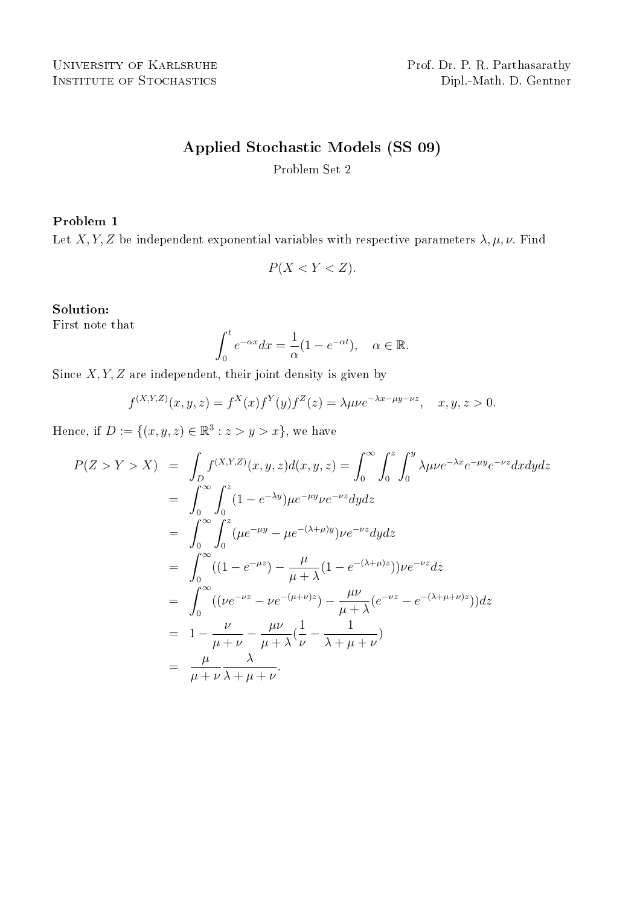University of Karlsruhe  
Institute of Stochastics

Prof. Dr. P. R. Parthasarathy  
Dipl.-Math. D. Gentner

# Applied Stochastic Models (SS 09)

Problem Set 2

### Problem 1

Let $X, Y, Z$ be independent exponential variables with respective parameters $\lambda, \mu, \nu$. Find

$$P(X < Y < Z).$$

### Solution:

First note that

$$\int_0^t e^{-\alpha x} dx = \frac{1}{\alpha}(1 - e^{-\alpha t}), \quad \alpha \in \mathbb{R}.$$

Since $X, Y, Z$ are independent, their joint density is given by

$$f^{(X,Y,Z)}(x, y, z) = f^X(x) f^Y(y) f^Z(z) = \lambda\mu\nu e^{-\lambda x - \mu y - \nu z}, \quad x, y, z > 0.$$

Hence, if $D := \{(x, y, z) \in \mathbb{R}^3 : z > y > x\}$, we have

$$\begin{aligned}
P(Z > Y > X) &= \int_D f^{(X,Y,Z)}(x, y, z) d(x, y, z) = \int_0^\infty \int_0^z \int_0^y \lambda\mu\nu e^{-\lambda x} e^{-\mu y} e^{-\nu z} dx dy dz \\
&= \int_0^\infty \int_0^z (1 - e^{-\lambda y}) \mu e^{-\mu y} \nu e^{-\nu z} dy dz \\
&= \int_0^\infty \int_0^z (\mu e^{-\mu y} - \mu e^{-(\lambda+\mu) y}) \nu e^{-\nu z} dy dz \\
&= \int_0^\infty ((1 - e^{-\mu z}) - \frac{\mu}{\mu + \lambda}(1 - e^{-(\lambda+\mu) z})) \nu e^{-\nu z} dz \\
&= \int_0^\infty ((\nu e^{-\nu z} - \nu e^{-(\mu+\nu) z}) - \frac{\mu\nu}{\mu + \lambda}(e^{-\nu z} - e^{-(\lambda+\mu+\nu) z})) dz \\
&= 1 - \frac{\nu}{\mu + \nu} - \frac{\mu\nu}{\mu + \lambda}(\frac{1}{\nu} - \frac{1}{\lambda + \mu + \nu}) \\
&= \frac{\mu}{\mu + \nu} \frac{\lambda}{\lambda + \mu + \nu}.
\end{aligned}$$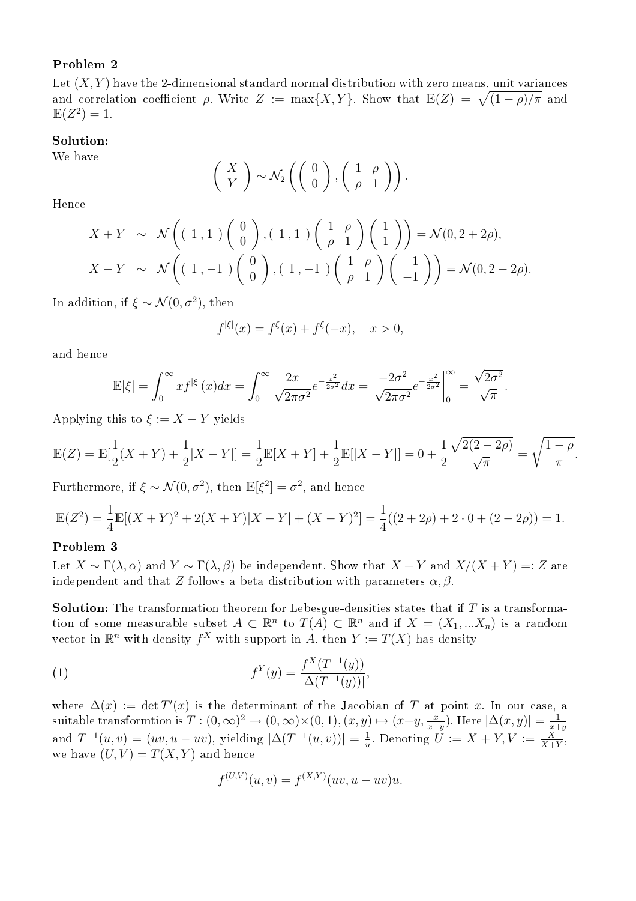**Problem 2**

Let $(X, Y)$ have the 2-dimensional standard normal distribution with zero means, unit variances and correlation coefficient $\rho$. Write $Z := \max\{X, Y\}$. Show that $\mathbb{E}(Z) = \sqrt{(1-\rho)/\pi}$ and $\mathbb{E}(Z^2) = 1$.

**Solution:**

We have

$$\begin{pmatrix} X \\ Y \end{pmatrix} \sim \mathcal{N}_2\left( \begin{pmatrix} 0 \\ 0 \end{pmatrix}, \begin{pmatrix} 1 & \rho \\ \rho & 1 \end{pmatrix} \right).$$

Hence

$$\begin{aligned}
X + Y &\sim \mathcal{N}\left( \begin{pmatrix} 1, 1 \end{pmatrix} \begin{pmatrix} 0 \\ 0 \end{pmatrix}, \begin{pmatrix} 1, 1 \end{pmatrix} \begin{pmatrix} 1 & \rho \\ \rho & 1 \end{pmatrix} \begin{pmatrix} 1 \\ 1 \end{pmatrix} \right) = \mathcal{N}(0, 2+2\rho), \\
X - Y &\sim \mathcal{N}\left( \begin{pmatrix} 1, -1 \end{pmatrix} \begin{pmatrix} 0 \\ 0 \end{pmatrix}, \begin{pmatrix} 1, -1 \end{pmatrix} \begin{pmatrix} 1 & \rho \\ \rho & 1 \end{pmatrix} \begin{pmatrix} 1 \\ -1 \end{pmatrix} \right) = \mathcal{N}(0, 2-2\rho).
\end{aligned}$$

In addition, if $\xi \sim \mathcal{N}(0, \sigma^2)$, then

$$f^{|\xi|}(x) = f^{\xi}(x) + f^{\xi}(-x), \quad x > 0,$$

and hence

$$\mathbb{E}|\xi| = \int_0^\infty x f^{|\xi|}(x) dx = \int_0^\infty \frac{2x}{\sqrt{2\pi\sigma^2}} e^{-\frac{x^2}{2\sigma^2}} dx = \left. \frac{-2\sigma^2}{\sqrt{2\pi\sigma^2}} e^{-\frac{x^2}{2\sigma^2}} \right|_0^\infty = \frac{\sqrt{2\sigma^2}}{\sqrt{\pi}}.$$

Applying this to $\xi := X - Y$ yields

$$\mathbb{E}(Z) = \mathbb{E}[\frac{1}{2}(X+Y) + \frac{1}{2}|X-Y|] = \frac{1}{2}\mathbb{E}[X+Y] + \frac{1}{2}\mathbb{E}[|X-Y|] = 0 + \frac{1}{2}\frac{\sqrt{2(2-2\rho)}}{\sqrt{\pi}} = \sqrt{\frac{1-\rho}{\pi}}.$$

Furthermore, if $\xi \sim \mathcal{N}(0, \sigma^2)$, then $\mathbb{E}[\xi^2] = \sigma^2$, and hence

$$\mathbb{E}(Z^2) = \frac{1}{4}\mathbb{E}[(X+Y)^2 + 2(X+Y)|X-Y| + (X-Y)^2] = \frac{1}{4}((2+2\rho) + 2 \cdot 0 + (2-2\rho)) = 1.$$

**Problem 3**

Let $X \sim \Gamma(\lambda, \alpha)$ and $Y \sim \Gamma(\lambda, \beta)$ be independent. Show that $X + Y$ and $X/(X+Y) =: Z$ are independent and that $Z$ follows a beta distribution with parameters $\alpha, \beta$.

**Solution:** The transformation theorem for Lebesgue-densities states that if $T$ is a transformation of some measurable subset $A \subset \mathbb{R}^n$ to $T(A) \subset \mathbb{R}^n$ and if $X = (X_1, ... X_n)$ is a random vector in $\mathbb{R}^n$ with density $f^X$ with support in $A$, then $Y := T(X)$ has density

$$f^Y(y) = \frac{f^X(T^{-1}(y))}{|\Delta(T^{-1}(y))|}, \tag{1}$$

where $\Delta(x) := \det T'(x)$ is the determinant of the Jacobian of $T$ at point $x$. In our case, a suitable transformtion is $T : (0, \infty)^2 \to (0, \infty) \times (0, 1), (x, y) \mapsto (x+y, \frac{x}{x+y})$. Here $|\Delta(x, y)| = \frac{1}{x+y}$ and $T^{-1}(u, v) = (uv, u - uv)$, yielding $|\Delta(T^{-1}(u, v))| = \frac{1}{u}$. Denoting $U := X + Y, V := \frac{X}{X+Y}$, we have $(U, V) = T(X, Y)$ and hence

$$f^{(U,V)}(u, v) = f^{(X,Y)}(uv, u - uv)u.$$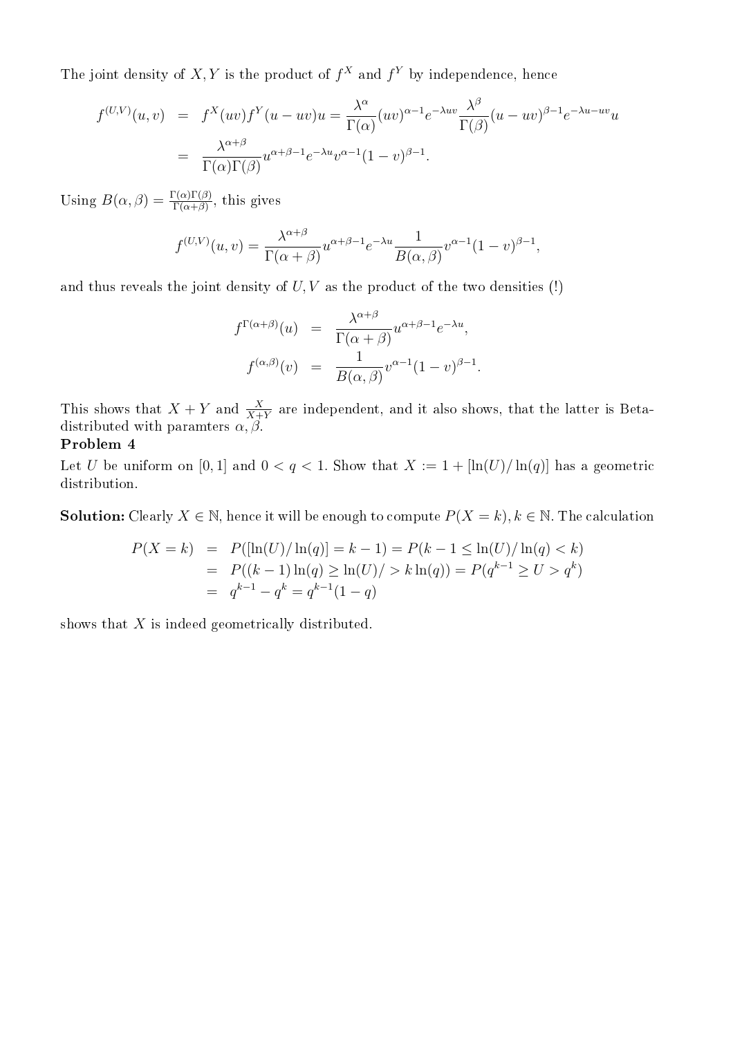The joint density of $X, Y$ is the product of $f^X$ and $f^Y$ by independence, hence

$$
\begin{aligned}
f^{(U,V)}(u,v) &= f^X(uv) f^Y(u - uv) u = \frac{\lambda^\alpha}{\Gamma(\alpha)}(uv)^{\alpha-1} e^{-\lambda uv} \frac{\lambda^\beta}{\Gamma(\beta)}(u - uv)^{\beta-1} e^{-\lambda u - uv} u \\
&= \frac{\lambda^{\alpha+\beta}}{\Gamma(\alpha)\Gamma(\beta)} u^{\alpha+\beta-1} e^{-\lambda u} v^{\alpha-1}(1-v)^{\beta-1}.
\end{aligned}
$$

Using $B(\alpha, \beta) = \frac{\Gamma(\alpha)\Gamma(\beta)}{\Gamma(\alpha+\beta)}$, this gives

$$
f^{(U,V)}(u,v) = \frac{\lambda^{\alpha+\beta}}{\Gamma(\alpha+\beta)} u^{\alpha+\beta-1} e^{-\lambda u} \frac{1}{B(\alpha,\beta)} v^{\alpha-1}(1-v)^{\beta-1},
$$

and thus reveals the joint density of $U, V$ as the product of the two densities (!)

$$
\begin{aligned}
f^{\Gamma(\alpha+\beta)}(u) &= \frac{\lambda^{\alpha+\beta}}{\Gamma(\alpha+\beta)} u^{\alpha+\beta-1} e^{-\lambda u}, \\
f^{(\alpha,\beta)}(v) &= \frac{1}{B(\alpha,\beta)} v^{\alpha-1}(1-v)^{\beta-1}.
\end{aligned}
$$

This shows that $X + Y$ and $\frac{X}{X+Y}$ are independent, and it also shows, that the latter is Beta-distributed with paramters $\alpha, \beta$.

**Problem 4**

Let $U$ be uniform on $[0, 1]$ and $0 < q < 1$. Show that $X := 1 + [\ln(U)/\ln(q)]$ has a geometric distribution.

**Solution:** Clearly $X \in \mathbb{N}$, hence it will be enough to compute $P(X = k), k \in \mathbb{N}$. The calculation

$$
\begin{aligned}
P(X = k) &= P([\ln(U)/\ln(q)] = k - 1) = P(k - 1 \le \ln(U)/\ln(q) < k) \\
&= P((k-1)\ln(q) \ge \ln(U)/ > k\ln(q)) = P(q^{k-1} \ge U > q^k) \\
&= q^{k-1} - q^k = q^{k-1}(1-q)
\end{aligned}
$$

shows that $X$ is indeed geometrically distributed.